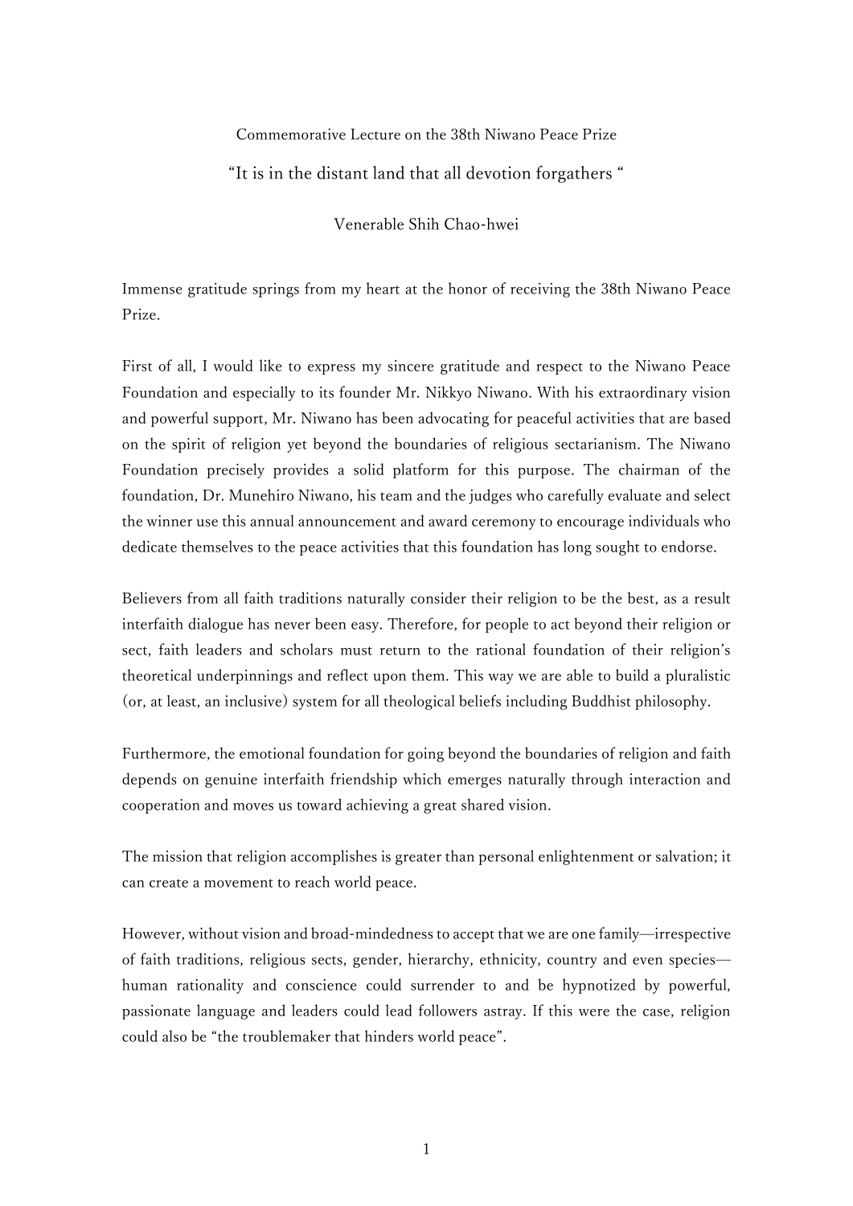Commemorative Lecture on the 38th Niwano Peace Prize

# "It is in the distant land that all devotion forgathers "

Venerable Shih Chao-hwei

Immense gratitude springs from my heart at the honor of receiving the 38th Niwano Peace Prize.

First of all, I would like to express my sincere gratitude and respect to the Niwano Peace Foundation and especially to its founder Mr. Nikkyo Niwano. With his extraordinary vision and powerful support, Mr. Niwano has been advocating for peaceful activities that are based on the spirit of religion yet beyond the boundaries of religious sectarianism. The Niwano Foundation precisely provides a solid platform for this purpose. The chairman of the foundation, Dr. Munehiro Niwano, his team and the judges who carefully evaluate and select the winner use this annual announcement and award ceremony to encourage individuals who dedicate themselves to the peace activities that this foundation has long sought to endorse.

Believers from all faith traditions naturally consider their religion to be the best, as a result interfaith dialogue has never been easy. Therefore, for people to act beyond their religion or sect, faith leaders and scholars must return to the rational foundation of their religion's theoretical underpinnings and reflect upon them. This way we are able to build a pluralistic (or, at least, an inclusive) system for all theological beliefs including Buddhist philosophy.

Furthermore, the emotional foundation for going beyond the boundaries of religion and faith depends on genuine interfaith friendship which emerges naturally through interaction and cooperation and moves us toward achieving a great shared vision.

The mission that religion accomplishes is greater than personal enlightenment or salvation; it can create a movement to reach world peace.

However, without vision and broad-mindedness to accept that we are one family—irrespective of faith traditions, religious sects, gender, hierarchy, ethnicity, country and even species—human rationality and conscience could surrender to and be hypnotized by powerful, passionate language and leaders could lead followers astray. If this were the case, religion could also be "the troublemaker that hinders world peace".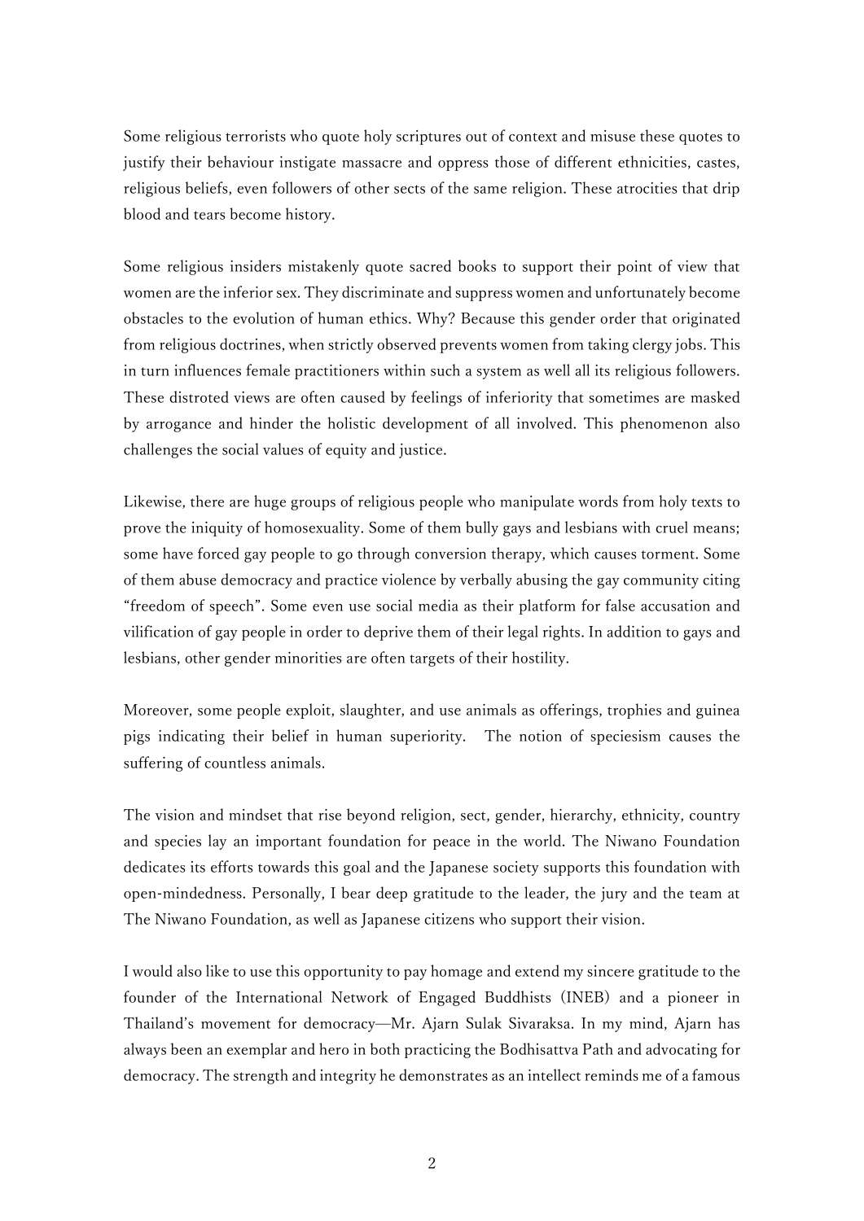Some religious terrorists who quote holy scriptures out of context and misuse these quotes to justify their behaviour instigate massacre and oppress those of different ethnicities, castes, religious beliefs, even followers of other sects of the same religion. These atrocities that drip blood and tears become history.

Some religious insiders mistakenly quote sacred books to support their point of view that women are the inferior sex. They discriminate and suppress women and unfortunately become obstacles to the evolution of human ethics. Why? Because this gender order that originated from religious doctrines, when strictly observed prevents women from taking clergy jobs. This in turn influences female practitioners within such a system as well all its religious followers. These distroted views are often caused by feelings of inferiority that sometimes are masked by arrogance and hinder the holistic development of all involved. This phenomenon also challenges the social values of equity and justice.

Likewise, there are huge groups of religious people who manipulate words from holy texts to prove the iniquity of homosexuality. Some of them bully gays and lesbians with cruel means; some have forced gay people to go through conversion therapy, which causes torment. Some of them abuse democracy and practice violence by verbally abusing the gay community citing "freedom of speech". Some even use social media as their platform for false accusation and vilification of gay people in order to deprive them of their legal rights. In addition to gays and lesbians, other gender minorities are often targets of their hostility.

Moreover, some people exploit, slaughter, and use animals as offerings, trophies and guinea pigs indicating their belief in human superiority. The notion of speciesism causes the suffering of countless animals.

The vision and mindset that rise beyond religion, sect, gender, hierarchy, ethnicity, country and species lay an important foundation for peace in the world. The Niwano Foundation dedicates its efforts towards this goal and the Japanese society supports this foundation with open-mindedness. Personally, I bear deep gratitude to the leader, the jury and the team at The Niwano Foundation, as well as Japanese citizens who support their vision.

I would also like to use this opportunity to pay homage and extend my sincere gratitude to the founder of the International Network of Engaged Buddhists (INEB) and a pioneer in Thailand's movement for democracy—Mr. Ajarn Sulak Sivaraksa. In my mind, Ajarn has always been an exemplar and hero in both practicing the Bodhisattva Path and advocating for democracy. The strength and integrity he demonstrates as an intellect reminds me of a famous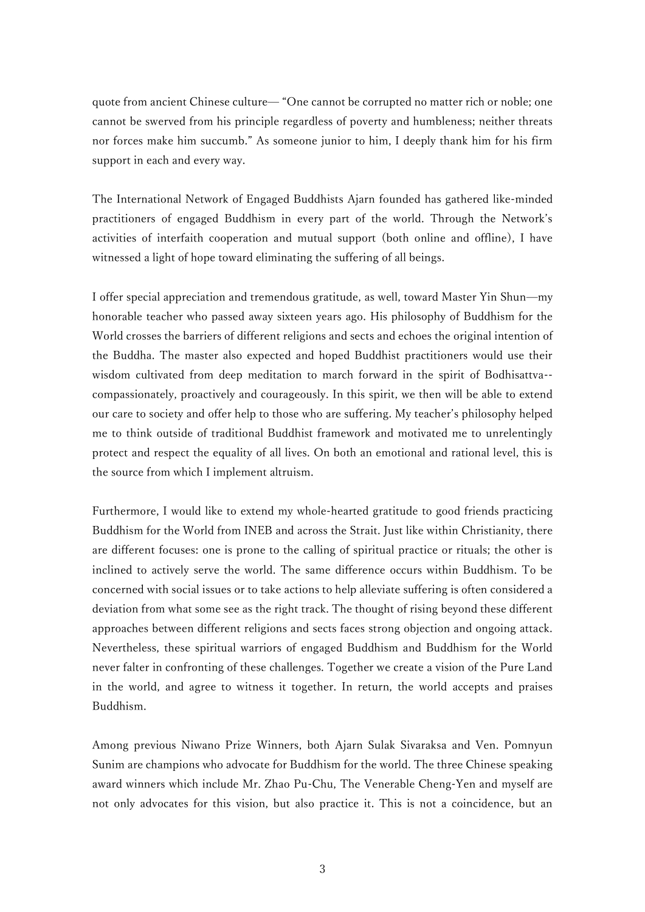quote from ancient Chinese culture— "One cannot be corrupted no matter rich or noble; one cannot be swerved from his principle regardless of poverty and humbleness; neither threats nor forces make him succumb." As someone junior to him, I deeply thank him for his firm support in each and every way.

The International Network of Engaged Buddhists Ajarn founded has gathered like-minded practitioners of engaged Buddhism in every part of the world. Through the Network's activities of interfaith cooperation and mutual support (both online and offline), I have witnessed a light of hope toward eliminating the suffering of all beings.

I offer special appreciation and tremendous gratitude, as well, toward Master Yin Shun—my honorable teacher who passed away sixteen years ago. His philosophy of Buddhism for the World crosses the barriers of different religions and sects and echoes the original intention of the Buddha. The master also expected and hoped Buddhist practitioners would use their wisdom cultivated from deep meditation to march forward in the spirit of Bodhisattva-- compassionately, proactively and courageously. In this spirit, we then will be able to extend our care to society and offer help to those who are suffering. My teacher's philosophy helped me to think outside of traditional Buddhist framework and motivated me to unrelentingly protect and respect the equality of all lives. On both an emotional and rational level, this is the source from which I implement altruism.

Furthermore, I would like to extend my whole-hearted gratitude to good friends practicing Buddhism for the World from INEB and across the Strait. Just like within Christianity, there are different focuses: one is prone to the calling of spiritual practice or rituals; the other is inclined to actively serve the world. The same difference occurs within Buddhism. To be concerned with social issues or to take actions to help alleviate suffering is often considered a deviation from what some see as the right track. The thought of rising beyond these different approaches between different religions and sects faces strong objection and ongoing attack. Nevertheless, these spiritual warriors of engaged Buddhism and Buddhism for the World never falter in confronting of these challenges. Together we create a vision of the Pure Land in the world, and agree to witness it together. In return, the world accepts and praises Buddhism.

Among previous Niwano Prize Winners, both Ajarn Sulak Sivaraksa and Ven. Pomnyun Sunim are champions who advocate for Buddhism for the world. The three Chinese speaking award winners which include Mr. Zhao Pu-Chu, The Venerable Cheng-Yen and myself are not only advocates for this vision, but also practice it. This is not a coincidence, but an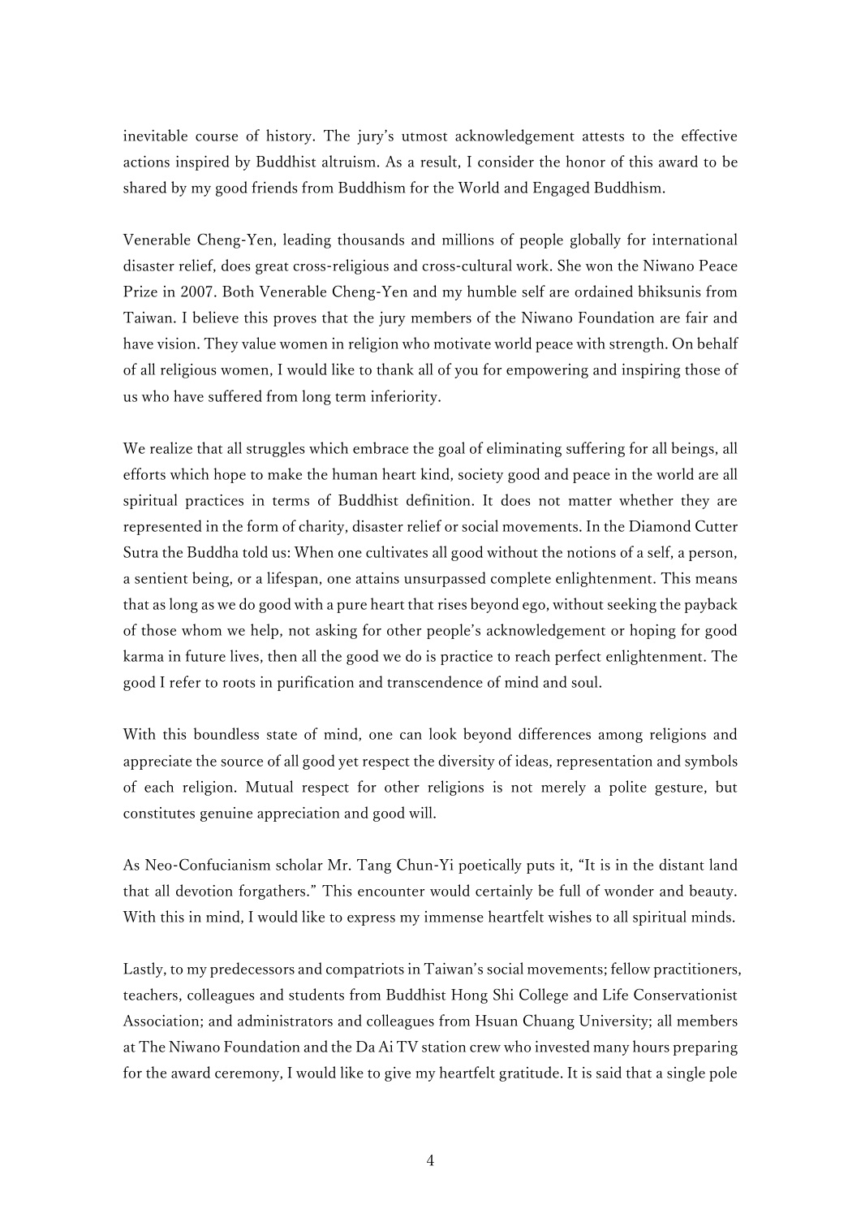inevitable course of history. The jury's utmost acknowledgement attests to the effective actions inspired by Buddhist altruism. As a result, I consider the honor of this award to be shared by my good friends from Buddhism for the World and Engaged Buddhism.

Venerable Cheng-Yen, leading thousands and millions of people globally for international disaster relief, does great cross-religious and cross-cultural work. She won the Niwano Peace Prize in 2007. Both Venerable Cheng-Yen and my humble self are ordained bhiksunis from Taiwan. I believe this proves that the jury members of the Niwano Foundation are fair and have vision. They value women in religion who motivate world peace with strength. On behalf of all religious women, I would like to thank all of you for empowering and inspiring those of us who have suffered from long term inferiority.

We realize that all struggles which embrace the goal of eliminating suffering for all beings, all efforts which hope to make the human heart kind, society good and peace in the world are all spiritual practices in terms of Buddhist definition. It does not matter whether they are represented in the form of charity, disaster relief or social movements. In the Diamond Cutter Sutra the Buddha told us: When one cultivates all good without the notions of a self, a person, a sentient being, or a lifespan, one attains unsurpassed complete enlightenment. This means that as long as we do good with a pure heart that rises beyond ego, without seeking the payback of those whom we help, not asking for other people's acknowledgement or hoping for good karma in future lives, then all the good we do is practice to reach perfect enlightenment. The good I refer to roots in purification and transcendence of mind and soul.

With this boundless state of mind, one can look beyond differences among religions and appreciate the source of all good yet respect the diversity of ideas, representation and symbols of each religion. Mutual respect for other religions is not merely a polite gesture, but constitutes genuine appreciation and good will.

As Neo-Confucianism scholar Mr. Tang Chun-Yi poetically puts it, "It is in the distant land that all devotion forgathers." This encounter would certainly be full of wonder and beauty. With this in mind, I would like to express my immense heartfelt wishes to all spiritual minds.

Lastly, to my predecessors and compatriots in Taiwan's social movements; fellow practitioners, teachers, colleagues and students from Buddhist Hong Shi College and Life Conservationist Association; and administrators and colleagues from Hsuan Chuang University; all members at The Niwano Foundation and the Da Ai TV station crew who invested many hours preparing for the award ceremony, I would like to give my heartfelt gratitude. It is said that a single pole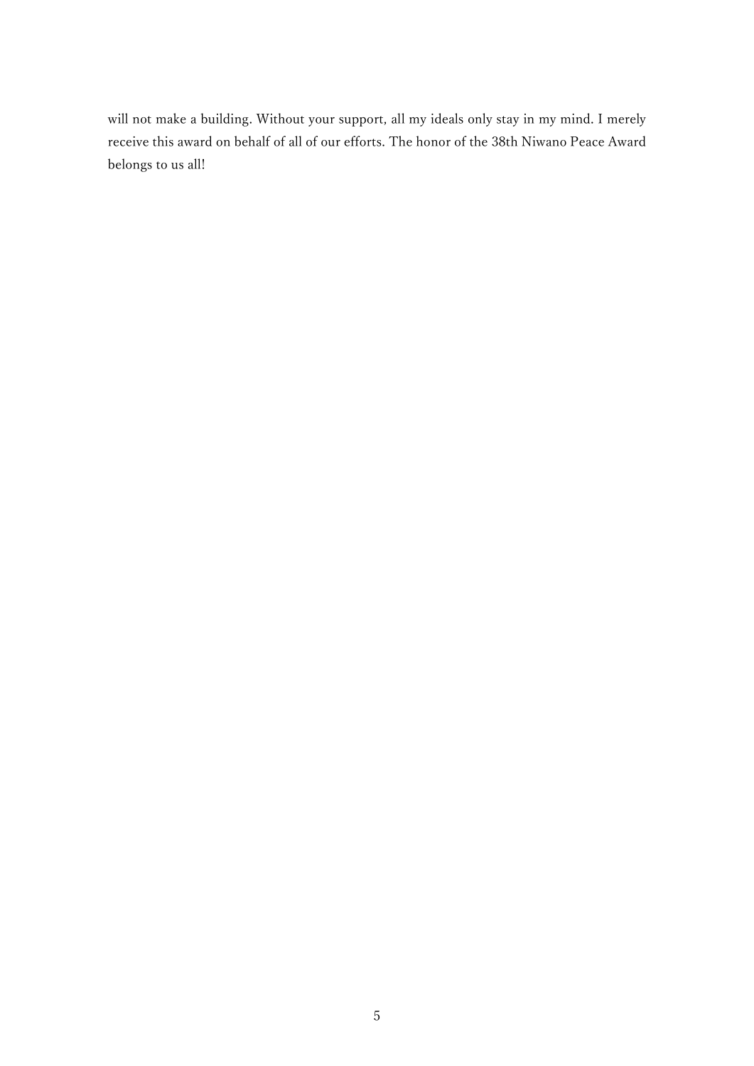will not make a building. Without your support, all my ideals only stay in my mind. I merely receive this award on behalf of all of our efforts. The honor of the 38th Niwano Peace Award belongs to us all!